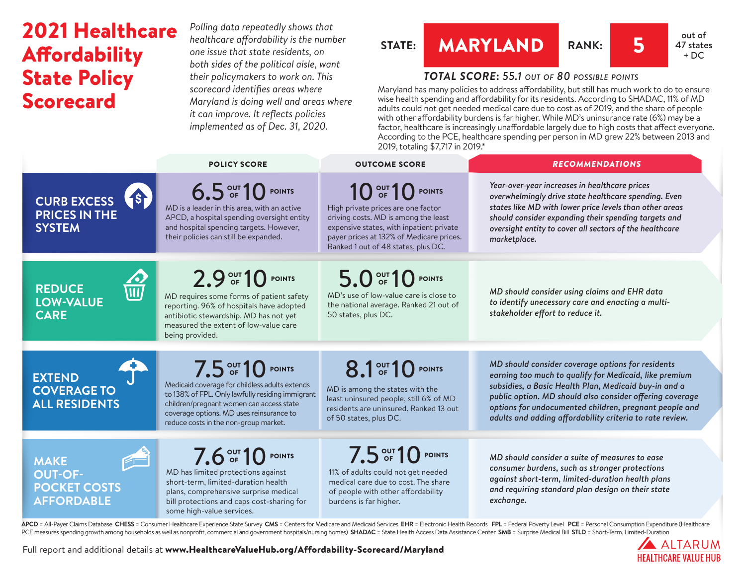# 2021 Healthcare Affordability State Policy Scorecard

*Polling data repeatedly shows that healthcare affordability is the number one issue that state residents, on both sides of the political aisle, want their policymakers to work on. This scorecard identifies areas where Maryland is doing well and areas where it can improve. It reflects policies implemented as of Dec. 31, 2020.*

**STATE: MARYLAND** | **RANK: 5** out of 47 states + DC

***TOTAL SCORE:* 55.1 *OUT OF* 80 *POSSIBLE POINTS***

Maryland has many policies to address affordability, but still has much work to do to ensure wise health spending and affordability for its residents. According to SHADAC, 11% of MD adults could not get needed medical care due to cost as of 2019, and the share of people with other affordability burdens is far higher. While MD's uninsurance rate (6%) may be a factor, healthcare is increasingly unaffordable largely due to high costs that affect everyone. According to the PCE, healthcare spending per person in MD grew 22% between 2013 and 2019, totaling $7,717 in 2019.*

| | POLICY SCORE | OUTCOME SCORE | RECOMMENDATIONS |
|---|---|---|---|
| **CURB EXCESS PRICES IN THE SYSTEM** | **6.5 OUT OF 10 POINTS**<br>MD is a leader in this area, with an active APCD, a hospital spending oversight entity and hospital spending targets. However, their policies can still be expanded. | **10 OUT OF 10 POINTS**<br>High private prices are one factor driving costs. MD is among the least expensive states, with inpatient private payer prices at 132% of Medicare prices. Ranked 1 out of 48 states, plus DC. | *Year-over-year increases in healthcare prices overwhelmingly drive state healthcare spending. Even states like MD with lower price levels than other areas should consider expanding their spending targets and oversight entity to cover all sectors of the healthcare marketplace.* |
| **REDUCE LOW-VALUE CARE** | **2.9 OUT OF 10 POINTS**<br>MD requires some forms of patient safety reporting. 96% of hospitals have adopted antibiotic stewardship. MD has not yet measured the extent of low-value care being provided. | **5.0 OUT OF 10 POINTS**<br>MD's use of low-value care is close to the national average. Ranked 21 out of 50 states, plus DC. | *MD should consider using claims and EHR data to identify unnecessary care and enacting a multi-stakeholder effort to reduce it.* |
| **EXTEND COVERAGE TO ALL RESIDENTS** | **7.5 OUT OF 10 POINTS**<br>Medicaid coverage for childless adults extends to 138% of FPL. Only lawfully residing immigrant children/pregnant women can access state coverage options. MD uses reinsurance to reduce costs in the non-group market. | **8.1 OUT OF 10 POINTS**<br>MD is among the states with the least uninsured people, still 6% of MD residents are uninsured. Ranked 13 out of 50 states, plus DC. | *MD should consider coverage options for residents earning too much to qualify for Medicaid, like premium subsidies, a Basic Health Plan, Medicaid buy-in and a public option. MD should also consider offering coverage options for undocumented children, pregnant people and adults and adding affordability criteria to rate review.* |
| **MAKE OUT-OF-POCKET COSTS AFFORDABLE** | **7.6 OUT OF 10 POINTS**<br>MD has limited protections against short-term, limited-duration health plans, comprehensive surprise medical bill protections and caps cost-sharing for some high-value services. | **7.5 OUT OF 10 POINTS**<br>11% of adults could not get needed medical care due to cost. The share of people with other affordability burdens is far higher. | *MD should consider a suite of measures to ease consumer burdens, such as stronger protections against short-term, limited-duration health plans and requiring standard plan design on their state exchange.* |

**APCD** = All-Payer Claims Database **CHESS** = Consumer Healthcare Experience State Survey **CMS** = Centers for Medicare and Medicaid Services **EHR** = Electronic Health Records **FPL** = Federal Poverty Level **PCE** = Personal Consumption Expenditure (Healthcare PCE measures spending growth among households as well as nonprofit, commercial and government hospitals/nursing homes) **SHADAC** = State Health Access Data Assistance Center **SMB** = Surprise Medical Bill **STLD** = Short-Term, Limited-Duration

Full report and additional details at **www.HealthcareValueHub.org/Affordability-Scorecard/Maryland**

ALTARUM HEALTHCARE VALUE HUB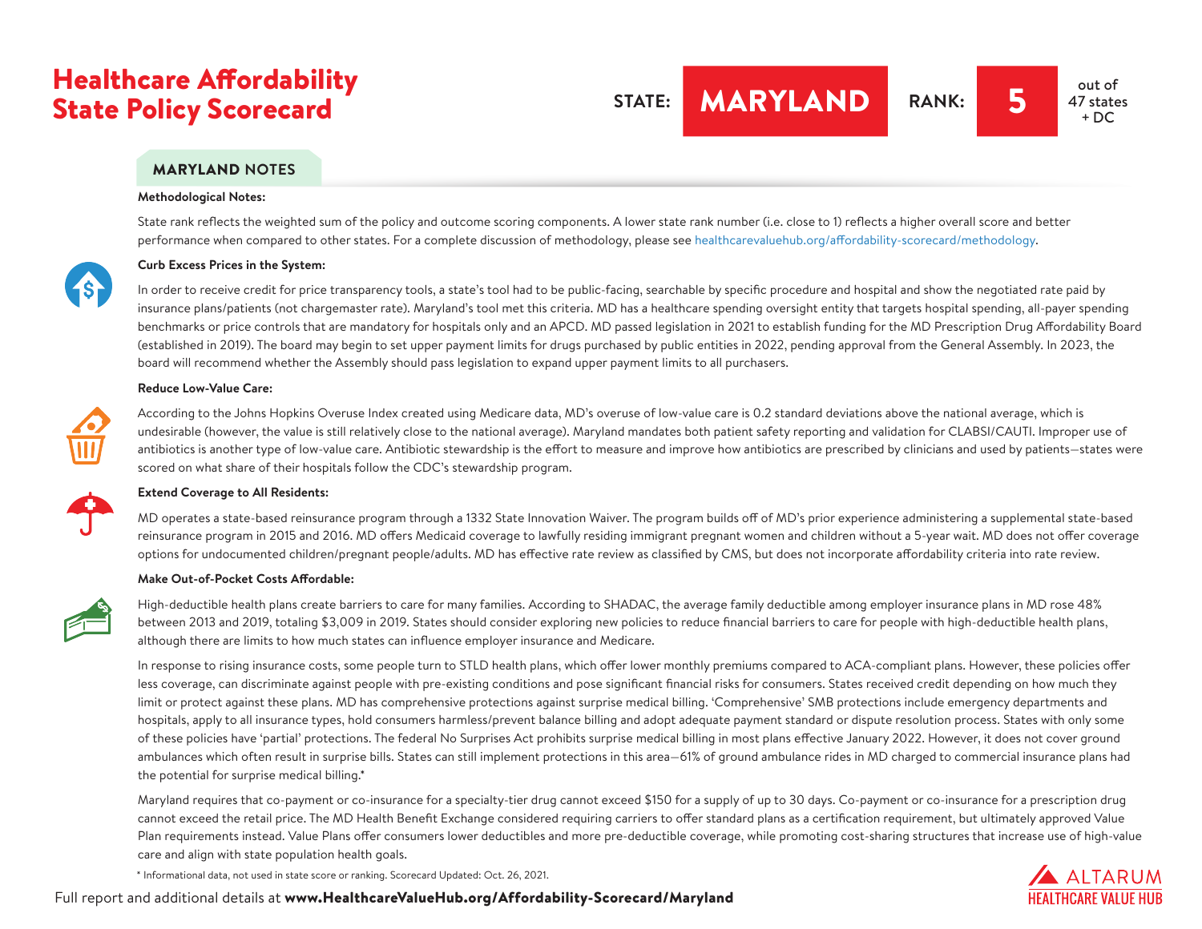# Healthcare Affordability State Policy Scorecard

**STATE: MARYLAND** **RANK: 5** out of 47 states + DC

## MARYLAND NOTES

**Methodological Notes:**

State rank reflects the weighted sum of the policy and outcome scoring components. A lower state rank number (i.e. close to 1) reflects a higher overall score and better performance when compared to other states. For a complete discussion of methodology, please see healthcarevaluehub.org/affordability-scorecard/methodology.

**Curb Excess Prices in the System:**

In order to receive credit for price transparency tools, a state's tool had to be public-facing, searchable by specific procedure and hospital and show the negotiated rate paid by insurance plans/patients (not chargemaster rate). Maryland's tool met this criteria. MD has a healthcare spending oversight entity that targets hospital spending, all-payer spending benchmarks or price controls that are mandatory for hospitals only and an APCD. MD passed legislation in 2021 to establish funding for the MD Prescription Drug Affordability Board (established in 2019). The board may begin to set upper payment limits for drugs purchased by public entities in 2022, pending approval from the General Assembly. In 2023, the board will recommend whether the Assembly should pass legislation to expand upper payment limits to all purchasers.

**Reduce Low-Value Care:**

According to the Johns Hopkins Overuse Index created using Medicare data, MD's overuse of low-value care is 0.2 standard deviations above the national average, which is undesirable (however, the value is still relatively close to the national average). Maryland mandates both patient safety reporting and validation for CLABSI/CAUTI. Improper use of antibiotics is another type of low-value care. Antibiotic stewardship is the effort to measure and improve how antibiotics are prescribed by clinicians and used by patients—states were scored on what share of their hospitals follow the CDC's stewardship program.

**Extend Coverage to All Residents:**

MD operates a state-based reinsurance program through a 1332 State Innovation Waiver. The program builds off of MD's prior experience administering a supplemental state-based reinsurance program in 2015 and 2016. MD offers Medicaid coverage to lawfully residing immigrant pregnant women and children without a 5-year wait. MD does not offer coverage options for undocumented children/pregnant people/adults. MD has effective rate review as classified by CMS, but does not incorporate affordability criteria into rate review.

**Make Out-of-Pocket Costs Affordable:**

High-deductible health plans create barriers to care for many families. According to SHADAC, the average family deductible among employer insurance plans in MD rose 48% between 2013 and 2019, totaling $3,009 in 2019. States should consider exploring new policies to reduce financial barriers to care for people with high-deductible health plans, although there are limits to how much states can influence employer insurance and Medicare.

In response to rising insurance costs, some people turn to STLD health plans, which offer lower monthly premiums compared to ACA-compliant plans. However, these policies offer less coverage, can discriminate against people with pre-existing conditions and pose significant financial risks for consumers. States received credit depending on how much they limit or protect against these plans. MD has comprehensive protections against surprise medical billing. 'Comprehensive' SMB protections include emergency departments and hospitals, apply to all insurance types, hold consumers harmless/prevent balance billing and adopt adequate payment standard or dispute resolution process. States with only some of these policies have 'partial' protections. The federal No Surprises Act prohibits surprise medical billing in most plans effective January 2022. However, it does not cover ground ambulances which often result in surprise bills. States can still implement protections in this area—61% of ground ambulance rides in MD charged to commercial insurance plans had the potential for surprise medical billing.*

Maryland requires that co-payment or co-insurance for a specialty-tier drug cannot exceed $150 for a supply of up to 30 days. Co-payment or co-insurance for a prescription drug cannot exceed the retail price. The MD Health Benefit Exchange considered requiring carriers to offer standard plans as a certification requirement, but ultimately approved Value Plan requirements instead. Value Plans offer consumers lower deductibles and more pre-deductible coverage, while promoting cost-sharing structures that increase use of high-value care and align with state population health goals.

* Informational data, not used in state score or ranking. Scorecard Updated: Oct. 26, 2021.

Full report and additional details at **www.HealthcareValueHub.org/Affordability-Scorecard/Maryland**

ALTARUM HEALTHCARE VALUE HUB